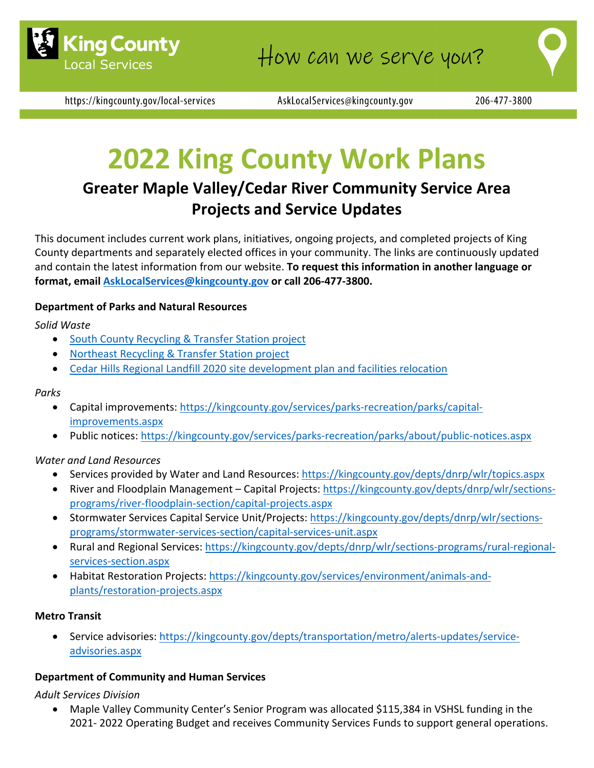King County Local Services — How can we serve you?

https://kingcounty.gov/local-services AskLocalServices@kingcounty.gov 206-477-3800

# 2022 King County Work Plans

## Greater Maple Valley/Cedar River Community Service Area Projects and Service Updates

This document includes current work plans, initiatives, ongoing projects, and completed projects of King County departments and separately elected offices in your community. The links are continuously updated and contain the latest information from our website. **To request this information in another language or format, email AskLocalServices@kingcounty.gov or call 206-477-3800.**

### Department of Parks and Natural Resources

*Solid Waste*

- South County Recycling & Transfer Station project
- Northeast Recycling & Transfer Station project
- Cedar Hills Regional Landfill 2020 site development plan and facilities relocation

*Parks*

- Capital improvements: https://kingcounty.gov/services/parks-recreation/parks/capital-improvements.aspx
- Public notices: https://kingcounty.gov/services/parks-recreation/parks/about/public-notices.aspx

*Water and Land Resources*

- Services provided by Water and Land Resources: https://kingcounty.gov/depts/dnrp/wlr/topics.aspx
- River and Floodplain Management – Capital Projects: https://kingcounty.gov/depts/dnrp/wlr/sections-programs/river-floodplain-section/capital-projects.aspx
- Stormwater Services Capital Service Unit/Projects: https://kingcounty.gov/depts/dnrp/wlr/sections-programs/stormwater-services-section/capital-services-unit.aspx
- Rural and Regional Services: https://kingcounty.gov/depts/dnrp/wlr/sections-programs/rural-regional-services-section.aspx
- Habitat Restoration Projects: https://kingcounty.gov/services/environment/animals-and-plants/restoration-projects.aspx

### Metro Transit

- Service advisories: https://kingcounty.gov/depts/transportation/metro/alerts-updates/service-advisories.aspx

### Department of Community and Human Services

*Adult Services Division*

- Maple Valley Community Center's Senior Program was allocated $115,384 in VSHSL funding in the 2021- 2022 Operating Budget and receives Community Services Funds to support general operations.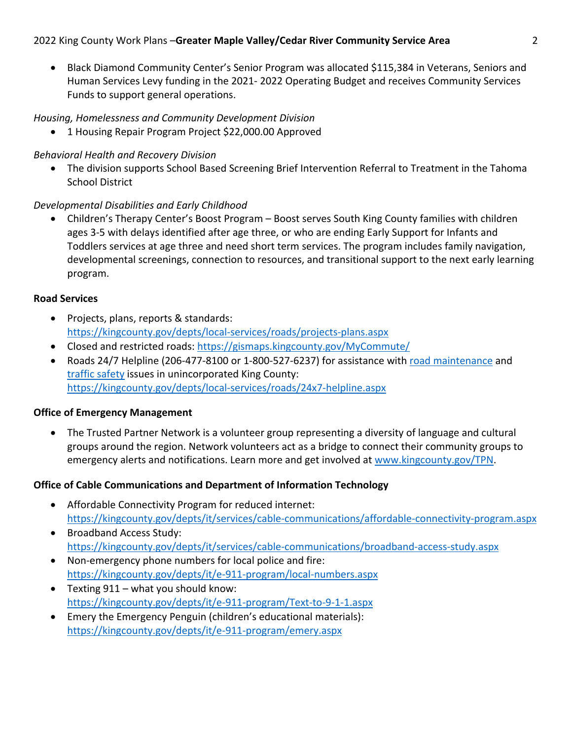- Black Diamond Community Center's Senior Program was allocated $115,384 in Veterans, Seniors and Human Services Levy funding in the 2021- 2022 Operating Budget and receives Community Services Funds to support general operations.

*Housing, Homelessness and Community Development Division*

- 1 Housing Repair Program Project $22,000.00 Approved

*Behavioral Health and Recovery Division*

- The division supports School Based Screening Brief Intervention Referral to Treatment in the Tahoma School District

*Developmental Disabilities and Early Childhood*

- Children's Therapy Center's Boost Program – Boost serves South King County families with children ages 3-5 with delays identified after age three, or who are ending Early Support for Infants and Toddlers services at age three and need short term services. The program includes family navigation, developmental screenings, connection to resources, and transitional support to the next early learning program.

**Road Services**

- Projects, plans, reports & standards: https://kingcounty.gov/depts/local-services/roads/projects-plans.aspx
- Closed and restricted roads: https://gismaps.kingcounty.gov/MyCommute/
- Roads 24/7 Helpline (206-477-8100 or 1-800-527-6237) for assistance with road maintenance and traffic safety issues in unincorporated King County: https://kingcounty.gov/depts/local-services/roads/24x7-helpline.aspx

**Office of Emergency Management**

- The Trusted Partner Network is a volunteer group representing a diversity of language and cultural groups around the region. Network volunteers act as a bridge to connect their community groups to emergency alerts and notifications. Learn more and get involved at www.kingcounty.gov/TPN.

**Office of Cable Communications and Department of Information Technology**

- Affordable Connectivity Program for reduced internet: https://kingcounty.gov/depts/it/services/cable-communications/affordable-connectivity-program.aspx
- Broadband Access Study: https://kingcounty.gov/depts/it/services/cable-communications/broadband-access-study.aspx
- Non-emergency phone numbers for local police and fire: https://kingcounty.gov/depts/it/e-911-program/local-numbers.aspx
- Texting 911 – what you should know: https://kingcounty.gov/depts/it/e-911-program/Text-to-9-1-1.aspx
- Emery the Emergency Penguin (children's educational materials): https://kingcounty.gov/depts/it/e-911-program/emery.aspx